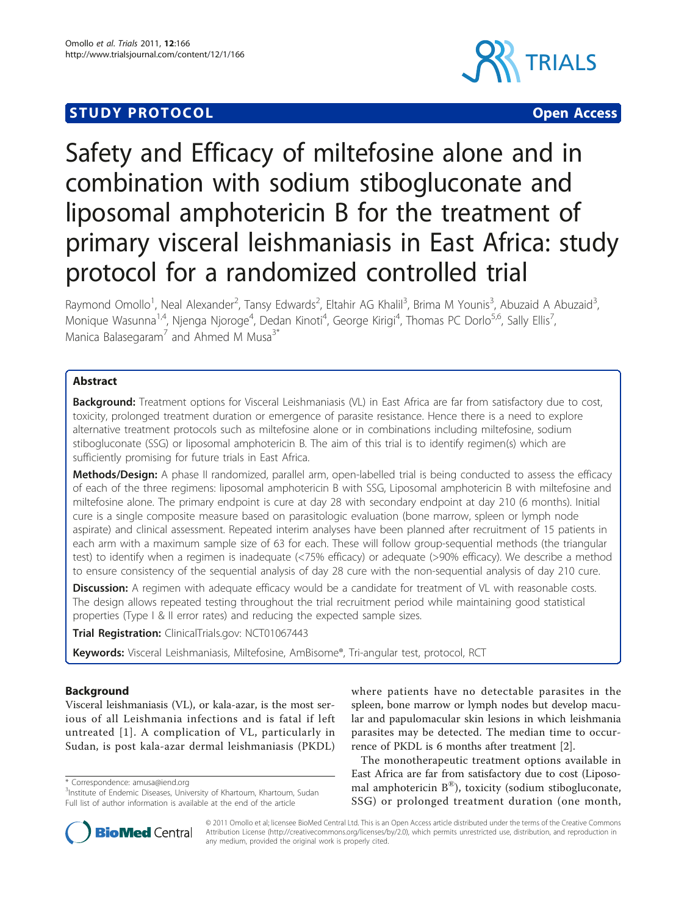STUDY PROTOCOL | Open Access

# Safety and Efficacy of miltefosine alone and in combination with sodium stibogluconate and liposomal amphotericin B for the treatment of primary visceral leishmaniasis in East Africa: study protocol for a randomized controlled trial

Raymond Omollo[1], Neal Alexander[2], Tansy Edwards[2], Eltahir AG Khalil[3], Brima M Younis[3], Abuzaid A Abuzaid[3], Monique Wasunna[1,4], Njenga Njoroge[4], Dedan Kinoti[4], George Kirigi[4], Thomas PC Dorlo[5,6], Sally Ellis[7], Manica Balasegaram[7] and Ahmed M Musa[3*]

## Abstract

**Background:** Treatment options for Visceral Leishmaniasis (VL) in East Africa are far from satisfactory due to cost, toxicity, prolonged treatment duration or emergence of parasite resistance. Hence there is a need to explore alternative treatment protocols such as miltefosine alone or in combinations including miltefosine, sodium stibogluconate (SSG) or liposomal amphotericin B. The aim of this trial is to identify regimen(s) which are sufficiently promising for future trials in East Africa.

**Methods/Design:** A phase II randomized, parallel arm, open-labelled trial is being conducted to assess the efficacy of each of the three regimens: liposomal amphotericin B with SSG, Liposomal amphotericin B with miltefosine and miltefosine alone. The primary endpoint is cure at day 28 with secondary endpoint at day 210 (6 months). Initial cure is a single composite measure based on parasitologic evaluation (bone marrow, spleen or lymph node aspirate) and clinical assessment. Repeated interim analyses have been planned after recruitment of 15 patients in each arm with a maximum sample size of 63 for each. These will follow group-sequential methods (the triangular test) to identify when a regimen is inadequate (<75% efficacy) or adequate (>90% efficacy). We describe a method to ensure consistency of the sequential analysis of day 28 cure with the non-sequential analysis of day 210 cure.

**Discussion:** A regimen with adequate efficacy would be a candidate for treatment of VL with reasonable costs. The design allows repeated testing throughout the trial recruitment period while maintaining good statistical properties (Type I & II error rates) and reducing the expected sample sizes.

**Trial Registration:** ClinicalTrials.gov: NCT01067443

**Keywords:** Visceral Leishmaniasis, Miltefosine, AmBisome®, Tri-angular test, protocol, RCT

## Background

Visceral leishmaniasis (VL), or kala-azar, is the most serious of all Leishmania infections and is fatal if left untreated [1]. A complication of VL, particularly in Sudan, is post kala-azar dermal leishmaniasis (PKDL) where patients have no detectable parasites in the spleen, bone marrow or lymph nodes but develop macular and papulomacular skin lesions in which leishmania parasites may be detected. The median time to occurrence of PKDL is 6 months after treatment [2].

The monotherapeutic treatment options available in East Africa are far from satisfactory due to cost (Liposomal amphotericin B®), toxicity (sodium stibogluconate, SSG) or prolonged treatment duration (one month,

\* Correspondence: amusa@iend.org
[3]Institute of Endemic Diseases, University of Khartoum, Khartoum, Sudan
Full list of author information is available at the end of the article

© 2011 Omollo et al; licensee BioMed Central Ltd. This is an Open Access article distributed under the terms of the Creative Commons Attribution License (http://creativecommons.org/licenses/by/2.0), which permits unrestricted use, distribution, and reproduction in any medium, provided the original work is properly cited.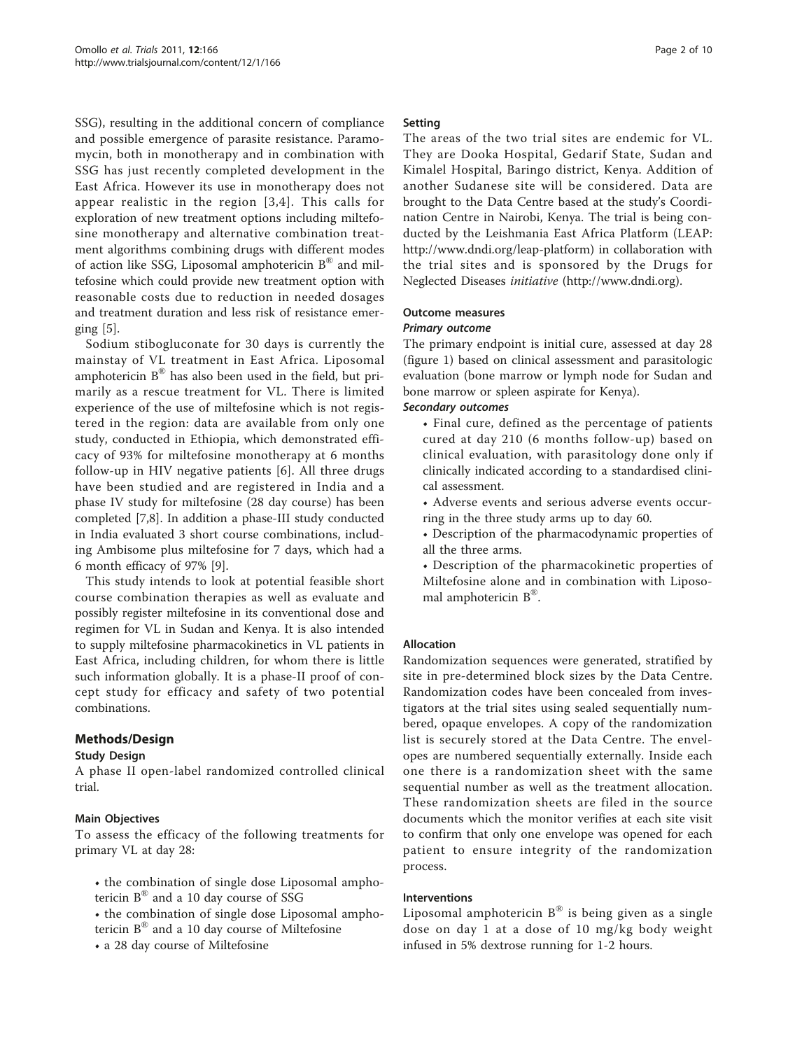SSG), resulting in the additional concern of compliance and possible emergence of parasite resistance. Paramomycin, both in monotherapy and in combination with SSG has just recently completed development in the East Africa. However its use in monotherapy does not appear realistic in the region [3,4]. This calls for exploration of new treatment options including miltefosine monotherapy and alternative combination treatment algorithms combining drugs with different modes of action like SSG, Liposomal amphotericin B® and miltefosine which could provide new treatment option with reasonable costs due to reduction in needed dosages and treatment duration and less risk of resistance emerging [5].

Sodium stibogluconate for 30 days is currently the mainstay of VL treatment in East Africa. Liposomal amphotericin B® has also been used in the field, but primarily as a rescue treatment for VL. There is limited experience of the use of miltefosine which is not registered in the region: data are available from only one study, conducted in Ethiopia, which demonstrated efficacy of 93% for miltefosine monotherapy at 6 months follow-up in HIV negative patients [6]. All three drugs have been studied and are registered in India and a phase IV study for miltefosine (28 day course) has been completed [7,8]. In addition a phase-III study conducted in India evaluated 3 short course combinations, including Ambisome plus miltefosine for 7 days, which had a 6 month efficacy of 97% [9].

This study intends to look at potential feasible short course combination therapies as well as evaluate and possibly register miltefosine in its conventional dose and regimen for VL in Sudan and Kenya. It is also intended to supply miltefosine pharmacokinetics in VL patients in East Africa, including children, for whom there is little such information globally. It is a phase-II proof of concept study for efficacy and safety of two potential combinations.

## Methods/Design

### Study Design

A phase II open-label randomized controlled clinical trial.

### Main Objectives

To assess the efficacy of the following treatments for primary VL at day 28:

- the combination of single dose Liposomal amphotericin B® and a 10 day course of SSG
- the combination of single dose Liposomal amphotericin B® and a 10 day course of Miltefosine
- a 28 day course of Miltefosine

### Setting

The areas of the two trial sites are endemic for VL. They are Dooka Hospital, Gedarif State, Sudan and Kimalel Hospital, Baringo district, Kenya. Addition of another Sudanese site will be considered. Data are brought to the Data Centre based at the study's Coordination Centre in Nairobi, Kenya. The trial is being conducted by the Leishmania East Africa Platform (LEAP: http://www.dndi.org/leap-platform) in collaboration with the trial sites and is sponsored by the Drugs for Neglected Diseases *initiative* (http://www.dndi.org).

### Outcome measures

#### *Primary outcome*

The primary endpoint is initial cure, assessed at day 28 (figure 1) based on clinical assessment and parasitologic evaluation (bone marrow or lymph node for Sudan and bone marrow or spleen aspirate for Kenya).

#### *Secondary outcomes*

- Final cure, defined as the percentage of patients cured at day 210 (6 months follow-up) based on clinical evaluation, with parasitology done only if clinically indicated according to a standardised clinical assessment.
- Adverse events and serious adverse events occurring in the three study arms up to day 60.
- Description of the pharmacodynamic properties of all the three arms.
- Description of the pharmacokinetic properties of Miltefosine alone and in combination with Liposomal amphotericin B®.

### Allocation

Randomization sequences were generated, stratified by site in pre-determined block sizes by the Data Centre. Randomization codes have been concealed from investigators at the trial sites using sealed sequentially numbered, opaque envelopes. A copy of the randomization list is securely stored at the Data Centre. The envelopes are numbered sequentially externally. Inside each one there is a randomization sheet with the same sequential number as well as the treatment allocation. These randomization sheets are filed in the source documents which the monitor verifies at each site visit to confirm that only one envelope was opened for each patient to ensure integrity of the randomization process.

### Interventions

Liposomal amphotericin B® is being given as a single dose on day 1 at a dose of 10 mg/kg body weight infused in 5% dextrose running for 1-2 hours.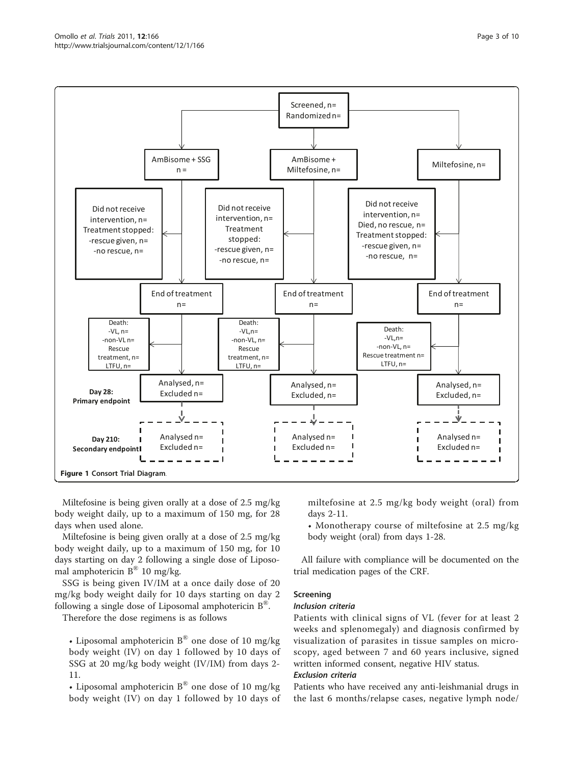Screened, n=
Randomized n=

| AmBisome + SSG | AmBisome + Miltefosine | Miltefosine |
|---|---|---|
| n = | n= | n= |
| Did not receive intervention, n=<br>Treatment stopped:<br>-rescue given, n=<br>-no rescue, n= | Did not receive intervention, n=<br>Treatment stopped:<br>-rescue given, n=<br>-no rescue, n= | Did not receive intervention, n=<br>Died, no rescue, n=<br>Treatment stopped:<br>-rescue given, n=<br>-no rescue, n= |
| End of treatment n= | End of treatment n= | End of treatment n= |
| Death:<br>-VL, n=<br>-non-VL n=<br>Rescue treatment, n=<br>LTFU, n= | Death:<br>-VL,n=<br>-non-VL, n=<br>Rescue treatment, n=<br>LTFU, n= | Death:<br>-VL,n=<br>-non-VL, n=<br>Rescue treatment n=<br>LTFU, n= |
| **Day 28: Primary endpoint** Analysed, n= Excluded n= | Analysed, n= Excluded, n= | Analysed, n= Excluded, n= |
| **Day 210: Secondary endpoint** Analysed n= Excluded n= | Analysed n= Excluded n= | Analysed n= Excluded n= |

**Figure 1** Consort Trial Diagram.

Miltefosine is being given orally at a dose of 2.5 mg/kg body weight daily, up to a maximum of 150 mg, for 28 days when used alone.

Miltefosine is being given orally at a dose of 2.5 mg/kg body weight daily, up to a maximum of 150 mg, for 10 days starting on day 2 following a single dose of Liposomal amphotericin B® 10 mg/kg.

SSG is being given IV/IM at a once daily dose of 20 mg/kg body weight daily for 10 days starting on day 2 following a single dose of Liposomal amphotericin B®.

Therefore the dose regimens is as follows

- Liposomal amphotericin B® one dose of 10 mg/kg body weight (IV) on day 1 followed by 10 days of SSG at 20 mg/kg body weight (IV/IM) from days 2-11.
- Liposomal amphotericin B® one dose of 10 mg/kg body weight (IV) on day 1 followed by 10 days of miltefosine at 2.5 mg/kg body weight (oral) from days 2-11.
- Monotherapy course of miltefosine at 2.5 mg/kg body weight (oral) from days 1-28.

All failure with compliance will be documented on the trial medication pages of the CRF.

## Screening

### *Inclusion criteria*

Patients with clinical signs of VL (fever for at least 2 weeks and splenomegaly) and diagnosis confirmed by visualization of parasites in tissue samples on microscopy, aged between 7 and 60 years inclusive, signed written informed consent, negative HIV status.

### *Exclusion criteria*

Patients who have received any anti-leishmanial drugs in the last 6 months/relapse cases, negative lymph node/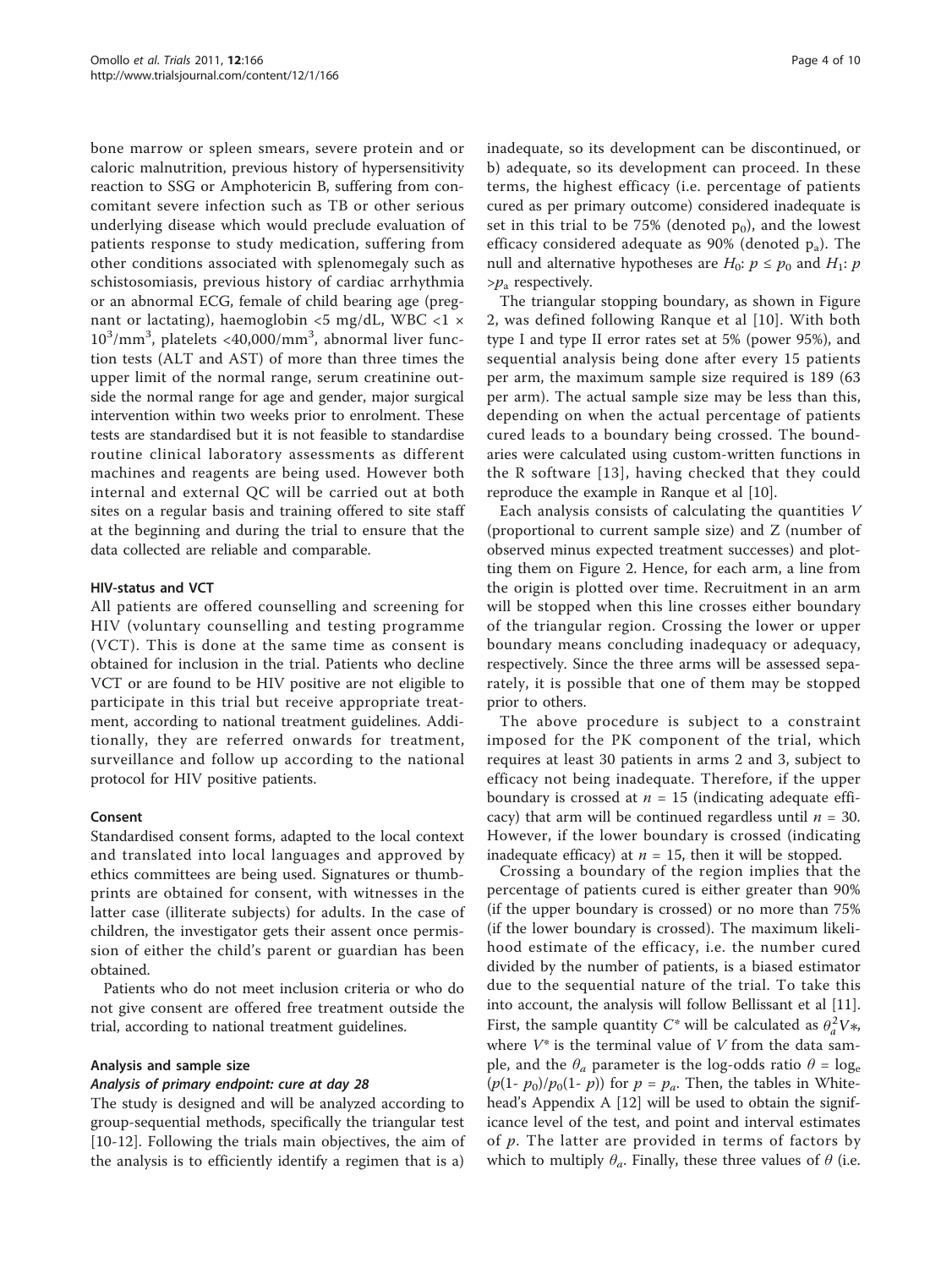bone marrow or spleen smears, severe protein and or caloric malnutrition, previous history of hypersensitivity reaction to SSG or Amphotericin B, suffering from concomitant severe infection such as TB or other serious underlying disease which would preclude evaluation of patients response to study medication, suffering from other conditions associated with splenomegaly such as schistosomiasis, previous history of cardiac arrhythmia or an abnormal ECG, female of child bearing age (pregnant or lactating), haemoglobin <5 mg/dL, WBC $<1 \times 10^3/\text{mm}^3$, platelets $<40{,}000/\text{mm}^3$, abnormal liver function tests (ALT and AST) of more than three times the upper limit of the normal range, serum creatinine outside the normal range for age and gender, major surgical intervention within two weeks prior to enrolment. These tests are standardised but it is not feasible to standardise routine clinical laboratory assessments as different machines and reagents are being used. However both internal and external QC will be carried out at both sites on a regular basis and training offered to site staff at the beginning and during the trial to ensure that the data collected are reliable and comparable.

#### HIV-status and VCT

All patients are offered counselling and screening for HIV (voluntary counselling and testing programme (VCT). This is done at the same time as consent is obtained for inclusion in the trial. Patients who decline VCT or are found to be HIV positive are not eligible to participate in this trial but receive appropriate treatment, according to national treatment guidelines. Additionally, they are referred onwards for treatment, surveillance and follow up according to the national protocol for HIV positive patients.

#### Consent

Standardised consent forms, adapted to the local context and translated into local languages and approved by ethics committees are being used. Signatures or thumbprints are obtained for consent, with witnesses in the latter case (illiterate subjects) for adults. In the case of children, the investigator gets their assent once permission of either the child's parent or guardian has been obtained.

Patients who do not meet inclusion criteria or who do not give consent are offered free treatment outside the trial, according to national treatment guidelines.

#### Analysis and sample size

##### *Analysis of primary endpoint: cure at day 28*

The study is designed and will be analyzed according to group-sequential methods, specifically the triangular test [10-12]. Following the trials main objectives, the aim of the analysis is to efficiently identify a regimen that is a) inadequate, so its development can be discontinued, or b) adequate, so its development can proceed. In these terms, the highest efficacy (i.e. percentage of patients cured as per primary outcome) considered inadequate is set in this trial to be 75% (denoted $p_0$), and the lowest efficacy considered adequate as 90% (denoted $p_a$). The null and alternative hypotheses are $H_0$: $p \leq p_0$ and $H_1$: $p > p_a$ respectively.

The triangular stopping boundary, as shown in Figure 2, was defined following Ranque et al [10]. With both type I and type II error rates set at 5% (power 95%), and sequential analysis being done after every 15 patients per arm, the maximum sample size required is 189 (63 per arm). The actual sample size may be less than this, depending on when the actual percentage of patients cured leads to a boundary being crossed. The boundaries were calculated using custom-written functions in the R software [13], having checked that they could reproduce the example in Ranque et al [10].

Each analysis consists of calculating the quantities $V$ (proportional to current sample size) and Z (number of observed minus expected treatment successes) and plotting them on Figure 2. Hence, for each arm, a line from the origin is plotted over time. Recruitment in an arm will be stopped when this line crosses either boundary of the triangular region. Crossing the lower or upper boundary means concluding inadequacy or adequacy, respectively. Since the three arms will be assessed separately, it is possible that one of them may be stopped prior to others.

The above procedure is subject to a constraint imposed for the PK component of the trial, which requires at least 30 patients in arms 2 and 3, subject to efficacy not being inadequate. Therefore, if the upper boundary is crossed at $n = 15$ (indicating adequate efficacy) that arm will be continued regardless until $n = 30$. However, if the lower boundary is crossed (indicating inadequate efficacy) at $n = 15$, then it will be stopped.

Crossing a boundary of the region implies that the percentage of patients cured is either greater than 90% (if the upper boundary is crossed) or no more than 75% (if the lower boundary is crossed). The maximum likelihood estimate of the efficacy, i.e. the number cured divided by the number of patients, is a biased estimator due to the sequential nature of the trial. To take this into account, the analysis will follow Bellissant et al [11]. First, the sample quantity $C^*$ will be calculated as $\theta_a^2 V^*$, where $V^*$ is the terminal value of $V$ from the data sample, and the $\theta_a$ parameter is the log-odds ratio $\theta = \log_e(p(1-p_0)/p_0(1-p))$ for $p = p_a$. Then, the tables in Whitehead's Appendix A [12] will be used to obtain the significance level of the test, and point and interval estimates of $p$. The latter are provided in terms of factors by which to multiply $\theta_a$. Finally, these three values of $\theta$ (i.e.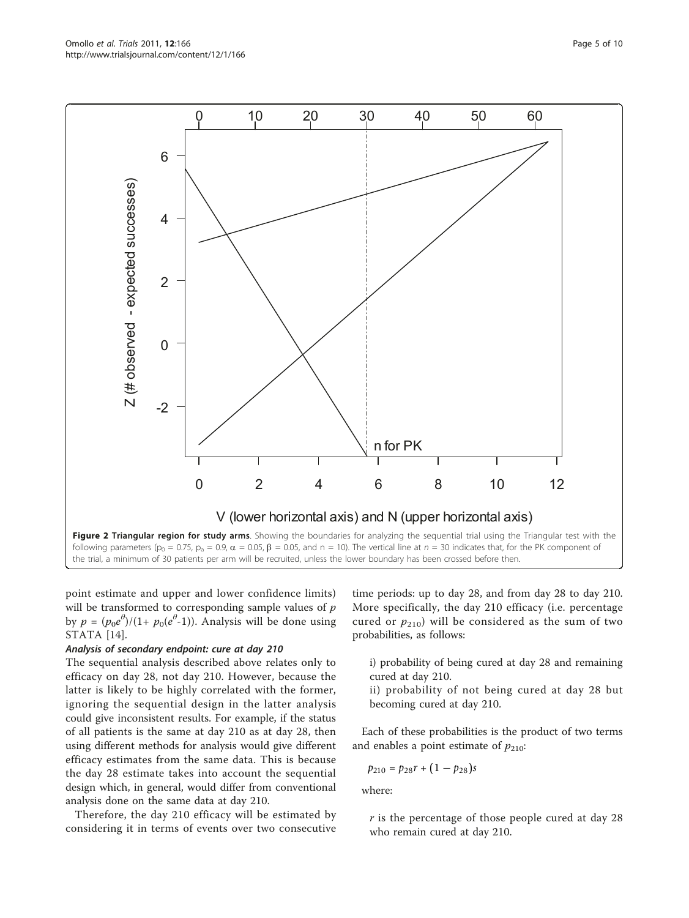**Figure 2 Triangular region for study arms**. Showing the boundaries for analyzing the sequential trial using the Triangular test with the following parameters ($p_0 = 0.75$, $p_a = 0.9$, $\alpha = 0.05$, $\beta = 0.05$, and $n = 10$). The vertical line at $n = 30$ indicates that, for the PK component of the trial, a minimum of 30 patients per arm will be recruited, unless the lower boundary has been crossed before then.

point estimate and upper and lower confidence limits) will be transformed to corresponding sample values of $p$ by $p = (p_0 e^{\theta})/(1 + p_0(e^{\theta}-1))$. Analysis will be done using STATA [14].

#### *Analysis of secondary endpoint: cure at day 210*

The sequential analysis described above relates only to efficacy on day 28, not day 210. However, because the latter is likely to be highly correlated with the former, ignoring the sequential design in the latter analysis could give inconsistent results. For example, if the status of all patients is the same at day 210 as at day 28, then using different methods for analysis would give different efficacy estimates from the same data. This is because the day 28 estimate takes into account the sequential design which, in general, would differ from conventional analysis done on the same data at day 210.

Therefore, the day 210 efficacy will be estimated by considering it in terms of events over two consecutive time periods: up to day 28, and from day 28 to day 210. More specifically, the day 210 efficacy (i.e. percentage cured or $p_{210}$) will be considered as the sum of two probabilities, as follows:

i) probability of being cured at day 28 and remaining cured at day 210.

ii) probability of not being cured at day 28 but becoming cured at day 210.

Each of these probabilities is the product of two terms and enables a point estimate of $p_{210}$:

$$p_{210} = p_{28} r + (1 - p_{28}) s$$

where:

$r$ is the percentage of those people cured at day 28 who remain cured at day 210.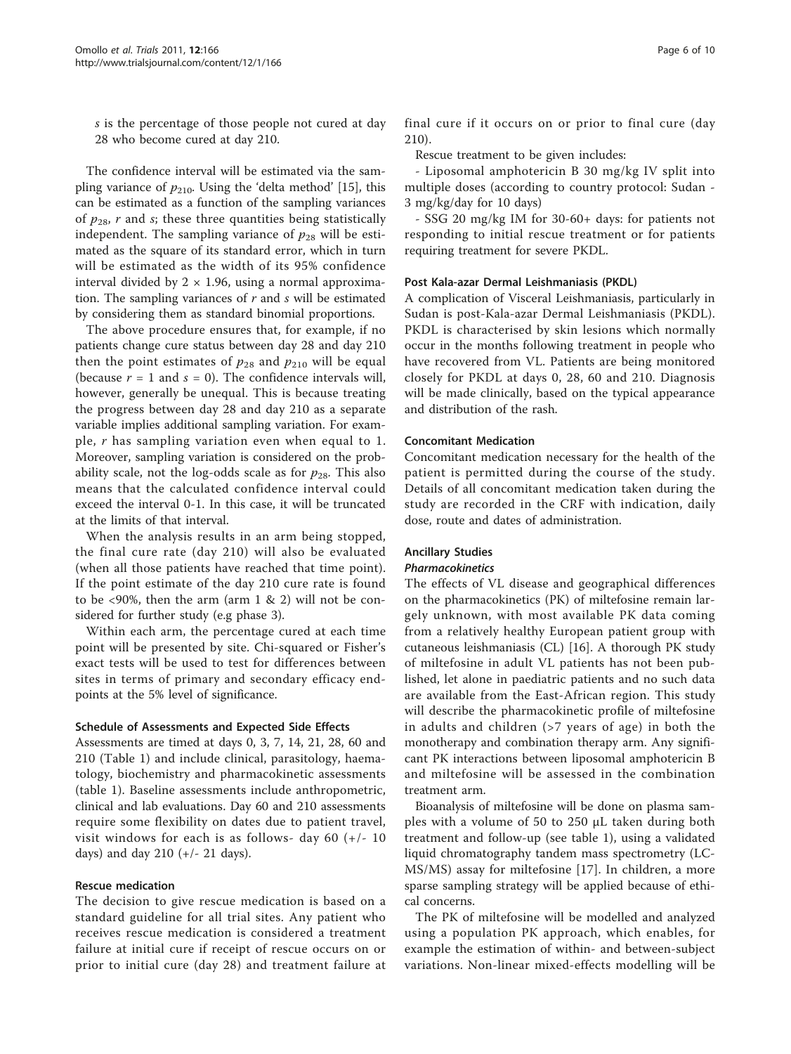*s* is the percentage of those people not cured at day 28 who become cured at day 210.

The confidence interval will be estimated via the sampling variance of $p_{210}$. Using the 'delta method' [15], this can be estimated as a function of the sampling variances of $p_{28}$, $r$ and $s$; these three quantities being statistically independent. The sampling variance of $p_{28}$ will be estimated as the square of its standard error, which in turn will be estimated as the width of its 95% confidence interval divided by $2 \times 1.96$, using a normal approximation. The sampling variances of $r$ and $s$ will be estimated by considering them as standard binomial proportions.

The above procedure ensures that, for example, if no patients change cure status between day 28 and day 210 then the point estimates of $p_{28}$ and $p_{210}$ will be equal (because $r = 1$ and $s = 0$). The confidence intervals will, however, generally be unequal. This is because treating the progress between day 28 and day 210 as a separate variable implies additional sampling variation. For example, $r$ has sampling variation even when equal to 1. Moreover, sampling variation is considered on the probability scale, not the log-odds scale as for $p_{28}$. This also means that the calculated confidence interval could exceed the interval 0-1. In this case, it will be truncated at the limits of that interval.

When the analysis results in an arm being stopped, the final cure rate (day 210) will also be evaluated (when all those patients have reached that time point). If the point estimate of the day 210 cure rate is found to be <90%, then the arm (arm 1 & 2) will not be considered for further study (e.g phase 3).

Within each arm, the percentage cured at each time point will be presented by site. Chi-squared or Fisher's exact tests will be used to test for differences between sites in terms of primary and secondary efficacy endpoints at the 5% level of significance.

### Schedule of Assessments and Expected Side Effects

Assessments are timed at days 0, 3, 7, 14, 21, 28, 60 and 210 (Table 1) and include clinical, parasitology, haematology, biochemistry and pharmacokinetic assessments (table 1). Baseline assessments include anthropometric, clinical and lab evaluations. Day 60 and 210 assessments require some flexibility on dates due to patient travel, visit windows for each is as follows- day 60 (+/- 10 days) and day 210 (+/- 21 days).

### Rescue medication

The decision to give rescue medication is based on a standard guideline for all trial sites. Any patient who receives rescue medication is considered a treatment failure at initial cure if receipt of rescue occurs on or prior to initial cure (day 28) and treatment failure at final cure if it occurs on or prior to final cure (day 210).

Rescue treatment to be given includes:

- Liposomal amphotericin B 30 mg/kg IV split into multiple doses (according to country protocol: Sudan - 3 mg/kg/day for 10 days)

- SSG 20 mg/kg IM for 30-60+ days: for patients not responding to initial rescue treatment or for patients requiring treatment for severe PKDL.

### Post Kala-azar Dermal Leishmaniasis (PKDL)

A complication of Visceral Leishmaniasis, particularly in Sudan is post-Kala-azar Dermal Leishmaniasis (PKDL). PKDL is characterised by skin lesions which normally occur in the months following treatment in people who have recovered from VL. Patients are being monitored closely for PKDL at days 0, 28, 60 and 210. Diagnosis will be made clinically, based on the typical appearance and distribution of the rash.

### Concomitant Medication

Concomitant medication necessary for the health of the patient is permitted during the course of the study. Details of all concomitant medication taken during the study are recorded in the CRF with indication, daily dose, route and dates of administration.

### Ancillary Studies

#### *Pharmacokinetics*

The effects of VL disease and geographical differences on the pharmacokinetics (PK) of miltefosine remain largely unknown, with most available PK data coming from a relatively healthy European patient group with cutaneous leishmaniasis (CL) [16]. A thorough PK study of miltefosine in adult VL patients has not been published, let alone in paediatric patients and no such data are available from the East-African region. This study will describe the pharmacokinetic profile of miltefosine in adults and children (>7 years of age) in both the monotherapy and combination therapy arm. Any significant PK interactions between liposomal amphotericin B and miltefosine will be assessed in the combination treatment arm.

Bioanalysis of miltefosine will be done on plasma samples with a volume of 50 to 250 μL taken during both treatment and follow-up (see table 1), using a validated liquid chromatography tandem mass spectrometry (LC-MS/MS) assay for miltefosine [17]. In children, a more sparse sampling strategy will be applied because of ethical concerns.

The PK of miltefosine will be modelled and analyzed using a population PK approach, which enables, for example the estimation of within- and between-subject variations. Non-linear mixed-effects modelling will be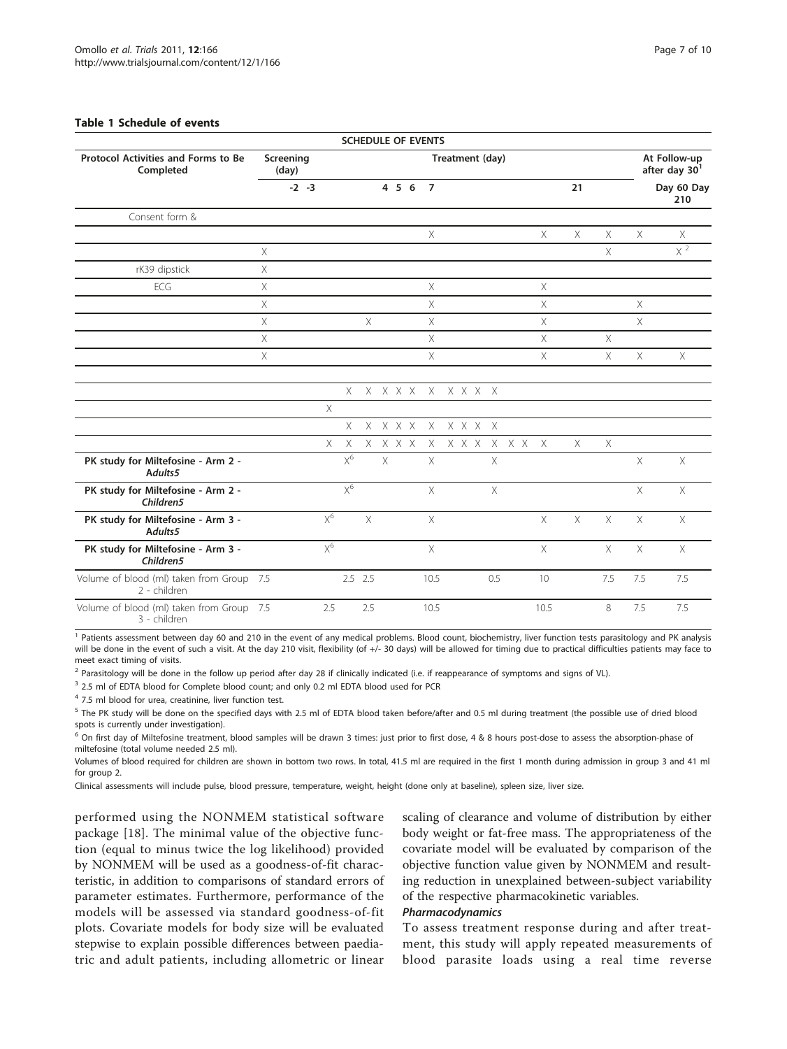**Table 1 Schedule of events**

| SCHEDULE OF EVENTS | | | | | | | | | | | | | | | | | | | |
|---|---|---|---|---|---|---|---|---|---|---|---|---|---|---|---|---|---|---|---|
| Protocol Activities and Forms to Be Completed | Screening (day) | | Treatment (day) | | | | | | | | | | | | | | | At Follow-up after day 30[1] | |
| | -2 -3 | | | | 4 | 5 | 6 | 7 | | | | | | | | 21 | | Day 60 | Day 210 |
| Consent form & | | | | | | | | | | | | | | | | | | | |
| | | | | | | | | X | | | | | | | X | X | X | X | X |
| | X | | | | | | | | | | | | | | | | X | | X[2] |
| rK39 dipstick | X | | | | | | | | | | | | | | | | | | |
| ECG | X | | | | | | | X | | | | | | | X | | | | |
| | X | | | | | | | X | | | | | | | X | | | X | |
| | X | | | X | | | | X | | | | | | | X | | | X | |
| | X | | | | | | | X | | | | | | | X | | X | | |
| | X | | | | | | | X | | | | | | | X | | X | X | X |
| | | | | | | | | | | | | | | | | | | | |
| | | | X | X | X | X | X | X | X | X | X | X | | | | | | | |
| | | X | | | | | | | | | | | | | | | | | |
| | | | X | X | X | X | X | X | X | X | X | X | | | | | | | |
| | | X | X | X | X | X | X | X | X | X | X | X | X | X | X | X | X | | |
| **PK study for Miltefosine - Arm 2 - *Adults5*** | | | X[6] | | X | | | X | | | | X | | | | | | X | X |
| **PK study for Miltefosine - Arm 2 - *Children5*** | | | X[6] | | | | | X | | | | X | | | | | | X | X |
| **PK study for Miltefosine - Arm 3 - *Adults5*** | | X[6] | X | | | | | X | | | | | | | X | X | X | X | X |
| **PK study for Miltefosine - Arm 3 - *Children5*** | | X[6] | | | | | | X | | | | | | | X | | X | X | X |
| Volume of blood (ml) taken from Group 2 - children | 7.5 | | 2.5 | 2.5 | | | | 10.5 | | | | 0.5 | | | 10 | | 7.5 | 7.5 | 7.5 |
| Volume of blood (ml) taken from Group 3 - children | 7.5 | 2.5 | | 2.5 | | | | 10.5 | | | | | | | 10.5 | | 8 | 7.5 | 7.5 |

[1] Patients assessment between day 60 and 210 in the event of any medical problems. Blood count, biochemistry, liver function tests parasitology and PK analysis will be done in the event of such a visit. At the day 210 visit, flexibility (of +/- 30 days) will be allowed for timing due to practical difficulties patients may face to meet exact timing of visits.

[2] Parasitology will be done in the follow up period after day 28 if clinically indicated (i.e. if reappearance of symptoms and signs of VL).

[3] 2.5 ml of EDTA blood for Complete blood count; and only 0.2 ml EDTA blood used for PCR

[4] 7.5 ml blood for urea, creatinine, liver function test.

[5] The PK study will be done on the specified days with 2.5 ml of EDTA blood taken before/after and 0.5 ml during treatment (the possible use of dried blood spots is currently under investigation).

[6] On first day of Miltefosine treatment, blood samples will be drawn 3 times: just prior to first dose, 4 & 8 hours post-dose to assess the absorption-phase of miltefosine (total volume needed 2.5 ml).

Volumes of blood required for children are shown in bottom two rows. In total, 41.5 ml are required in the first 1 month during admission in group 3 and 41 ml for group 2.

Clinical assessments will include pulse, blood pressure, temperature, weight, height (done only at baseline), spleen size, liver size.

performed using the NONMEM statistical software package [18]. The minimal value of the objective function (equal to minus twice the log likelihood) provided by NONMEM will be used as a goodness-of-fit characteristic, in addition to comparisons of standard errors of parameter estimates. Furthermore, performance of the models will be assessed via standard goodness-of-fit plots. Covariate models for body size will be evaluated stepwise to explain possible differences between paediatric and adult patients, including allometric or linear scaling of clearance and volume of distribution by either body weight or fat-free mass. The appropriateness of the covariate model will be evaluated by comparison of the objective function value given by NONMEM and resulting reduction in unexplained between-subject variability of the respective pharmacokinetic variables.

***Pharmacodynamics***

To assess treatment response during and after treatment, this study will apply repeated measurements of blood parasite loads using a real time reverse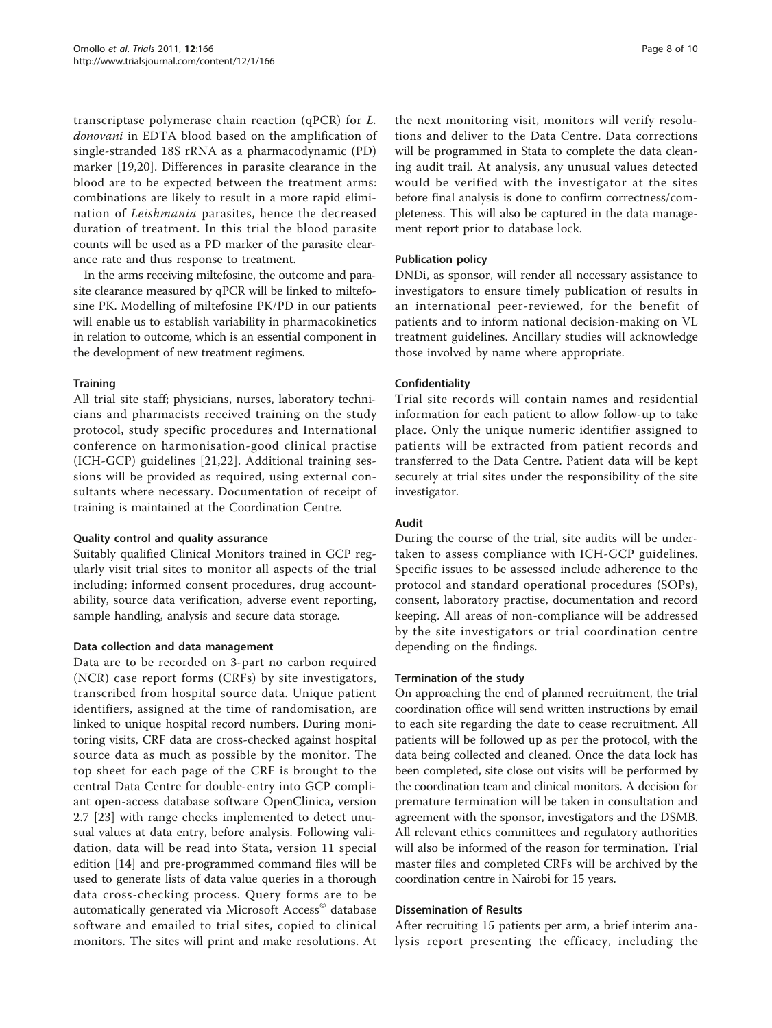transcriptase polymerase chain reaction (qPCR) for *L. donovani* in EDTA blood based on the amplification of single-stranded 18S rRNA as a pharmacodynamic (PD) marker [19,20]. Differences in parasite clearance in the blood are to be expected between the treatment arms: combinations are likely to result in a more rapid elimination of *Leishmania* parasites, hence the decreased duration of treatment. In this trial the blood parasite counts will be used as a PD marker of the parasite clearance rate and thus response to treatment.

In the arms receiving miltefosine, the outcome and parasite clearance measured by qPCR will be linked to miltefosine PK. Modelling of miltefosine PK/PD in our patients will enable us to establish variability in pharmacokinetics in relation to outcome, which is an essential component in the development of new treatment regimens.

### Training

All trial site staff; physicians, nurses, laboratory technicians and pharmacists received training on the study protocol, study specific procedures and International conference on harmonisation-good clinical practise (ICH-GCP) guidelines [21,22]. Additional training sessions will be provided as required, using external consultants where necessary. Documentation of receipt of training is maintained at the Coordination Centre.

### Quality control and quality assurance

Suitably qualified Clinical Monitors trained in GCP regularly visit trial sites to monitor all aspects of the trial including; informed consent procedures, drug accountability, source data verification, adverse event reporting, sample handling, analysis and secure data storage.

### Data collection and data management

Data are to be recorded on 3-part no carbon required (NCR) case report forms (CRFs) by site investigators, transcribed from hospital source data. Unique patient identifiers, assigned at the time of randomisation, are linked to unique hospital record numbers. During monitoring visits, CRF data are cross-checked against hospital source data as much as possible by the monitor. The top sheet for each page of the CRF is brought to the central Data Centre for double-entry into GCP compliant open-access database software OpenClinica, version 2.7 [23] with range checks implemented to detect unusual values at data entry, before analysis. Following validation, data will be read into Stata, version 11 special edition [14] and pre-programmed command files will be used to generate lists of data value queries in a thorough data cross-checking process. Query forms are to be automatically generated via Microsoft Access© database software and emailed to trial sites, copied to clinical monitors. The sites will print and make resolutions. At the next monitoring visit, monitors will verify resolutions and deliver to the Data Centre. Data corrections will be programmed in Stata to complete the data cleaning audit trail. At analysis, any unusual values detected would be verified with the investigator at the sites before final analysis is done to confirm correctness/completeness. This will also be captured in the data management report prior to database lock.

### Publication policy

DNDi, as sponsor, will render all necessary assistance to investigators to ensure timely publication of results in an international peer-reviewed, for the benefit of patients and to inform national decision-making on VL treatment guidelines. Ancillary studies will acknowledge those involved by name where appropriate.

### Confidentiality

Trial site records will contain names and residential information for each patient to allow follow-up to take place. Only the unique numeric identifier assigned to patients will be extracted from patient records and transferred to the Data Centre. Patient data will be kept securely at trial sites under the responsibility of the site investigator.

### Audit

During the course of the trial, site audits will be undertaken to assess compliance with ICH-GCP guidelines. Specific issues to be assessed include adherence to the protocol and standard operational procedures (SOPs), consent, laboratory practise, documentation and record keeping. All areas of non-compliance will be addressed by the site investigators or trial coordination centre depending on the findings.

### Termination of the study

On approaching the end of planned recruitment, the trial coordination office will send written instructions by email to each site regarding the date to cease recruitment. All patients will be followed up as per the protocol, with the data being collected and cleaned. Once the data lock has been completed, site close out visits will be performed by the coordination team and clinical monitors. A decision for premature termination will be taken in consultation and agreement with the sponsor, investigators and the DSMB. All relevant ethics committees and regulatory authorities will also be informed of the reason for termination. Trial master files and completed CRFs will be archived by the coordination centre in Nairobi for 15 years.

### Dissemination of Results

After recruiting 15 patients per arm, a brief interim analysis report presenting the efficacy, including the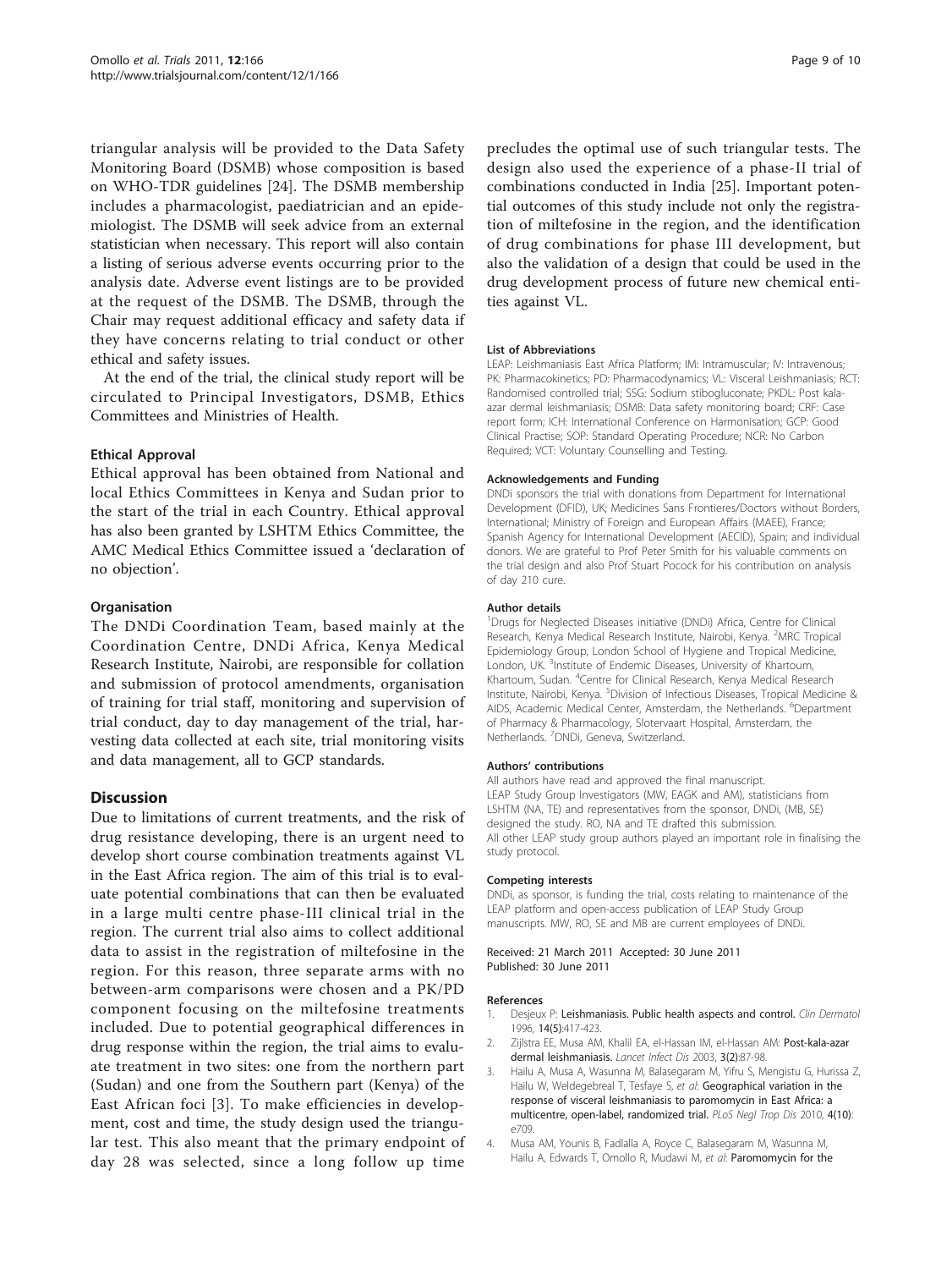triangular analysis will be provided to the Data Safety Monitoring Board (DSMB) whose composition is based on WHO-TDR guidelines [24]. The DSMB membership includes a pharmacologist, paediatrician and an epidemiologist. The DSMB will seek advice from an external statistician when necessary. This report will also contain a listing of serious adverse events occurring prior to the analysis date. Adverse event listings are to be provided at the request of the DSMB. The DSMB, through the Chair may request additional efficacy and safety data if they have concerns relating to trial conduct or other ethical and safety issues.

At the end of the trial, the clinical study report will be circulated to Principal Investigators, DSMB, Ethics Committees and Ministries of Health.

### Ethical Approval

Ethical approval has been obtained from National and local Ethics Committees in Kenya and Sudan prior to the start of the trial in each Country. Ethical approval has also been granted by LSHTM Ethics Committee, the AMC Medical Ethics Committee issued a 'declaration of no objection'.

### Organisation

The DNDi Coordination Team, based mainly at the Coordination Centre, DNDi Africa, Kenya Medical Research Institute, Nairobi, are responsible for collation and submission of protocol amendments, organisation of training for trial staff, monitoring and supervision of trial conduct, day to day management of the trial, harvesting data collected at each site, trial monitoring visits and data management, all to GCP standards.

## Discussion

Due to limitations of current treatments, and the risk of drug resistance developing, there is an urgent need to develop short course combination treatments against VL in the East Africa region. The aim of this trial is to evaluate potential combinations that can then be evaluated in a large multi centre phase-III clinical trial in the region. The current trial also aims to collect additional data to assist in the registration of miltefosine in the region. For this reason, three separate arms with no between-arm comparisons were chosen and a PK/PD component focusing on the miltefosine treatments included. Due to potential geographical differences in drug response within the region, the trial aims to evaluate treatment in two sites: one from the northern part (Sudan) and one from the Southern part (Kenya) of the East African foci [3]. To make efficiencies in development, cost and time, the study design used the triangular test. This also meant that the primary endpoint of day 28 was selected, since a long follow up time precludes the optimal use of such triangular tests. The design also used the experience of a phase-II trial of combinations conducted in India [25]. Important potential outcomes of this study include not only the registration of miltefosine in the region, and the identification of drug combinations for phase III development, but also the validation of a design that could be used in the drug development process of future new chemical entities against VL.

#### List of Abbreviations

LEAP: Leishmaniasis East Africa Platform; IM: Intramuscular; IV: Intravenous; PK: Pharmacokinetics; PD: Pharmacodynamics; VL: Visceral Leishmaniasis; RCT: Randomised controlled trial; SSG: Sodium stibogluconate; PKDL: Post kala-azar dermal leishmaniasis; DSMB: Data safety monitoring board; CRF: Case report form; ICH: International Conference on Harmonisation; GCP: Good Clinical Practise; SOP: Standard Operating Procedure; NCR: No Carbon Required; VCT: Voluntary Counselling and Testing.

#### Acknowledgements and Funding

DNDi sponsors the trial with donations from Department for International Development (DFID), UK; Medicines Sans Frontieres/Doctors without Borders, International; Ministry of Foreign and European Affairs (MAEE), France; Spanish Agency for International Development (AECID), Spain; and individual donors. We are grateful to Prof Peter Smith for his valuable comments on the trial design and also Prof Stuart Pocock for his contribution on analysis of day 210 cure.

#### Author details

[1]Drugs for Neglected Diseases initiative (DNDi) Africa, Centre for Clinical Research, Kenya Medical Research Institute, Nairobi, Kenya. [2]MRC Tropical Epidemiology Group, London School of Hygiene and Tropical Medicine, London, UK. [3]Institute of Endemic Diseases, University of Khartoum, Khartoum, Sudan. [4]Centre for Clinical Research, Kenya Medical Research Institute, Nairobi, Kenya. [5]Division of Infectious Diseases, Tropical Medicine & AIDS, Academic Medical Center, Amsterdam, the Netherlands. [6]Department of Pharmacy & Pharmacology, Slotervaart Hospital, Amsterdam, the Netherlands. [7]DNDi, Geneva, Switzerland.

#### Authors' contributions

All authors have read and approved the final manuscript.
LEAP Study Group Investigators (MW, EAGK and AM), statisticians from LSHTM (NA, TE) and representatives from the sponsor, DNDi, (MB, SE) designed the study. RO, NA and TE drafted this submission.
All other LEAP study group authors played an important role in finalising the study protocol.

#### Competing interests

DNDi, as sponsor, is funding the trial, costs relating to maintenance of the LEAP platform and open-access publication of LEAP Study Group manuscripts. MW, RO, SE and MB are current employees of DNDi.

Received: 21 March 2011 Accepted: 30 June 2011
Published: 30 June 2011

#### References

1. Desjeux P: **Leishmaniasis. Public health aspects and control.** *Clin Dermatol* 1996, **14(5)**:417-423.
2. Zijlstra EE, Musa AM, Khalil EA, el-Hassan IM, el-Hassan AM: **Post-kala-azar dermal leishmaniasis.** *Lancet Infect Dis* 2003, **3(2)**:87-98.
3. Hailu A, Musa A, Wasunna M, Balasegaram M, Yifru S, Mengistu G, Hurissa Z, Hailu W, Weldegebreal T, Tesfaye S, *et al*: **Geographical variation in the response of visceral leishmaniasis to paromomycin in East Africa: a multicentre, open-label, randomized trial.** *PLoS Negl Trop Dis* 2010, **4(10)**: e709.
4. Musa AM, Younis B, Fadlalla A, Royce C, Balasegaram M, Wasunna M, Hailu A, Edwards T, Omollo R, Mudawi M, *et al*: **Paromomycin for the**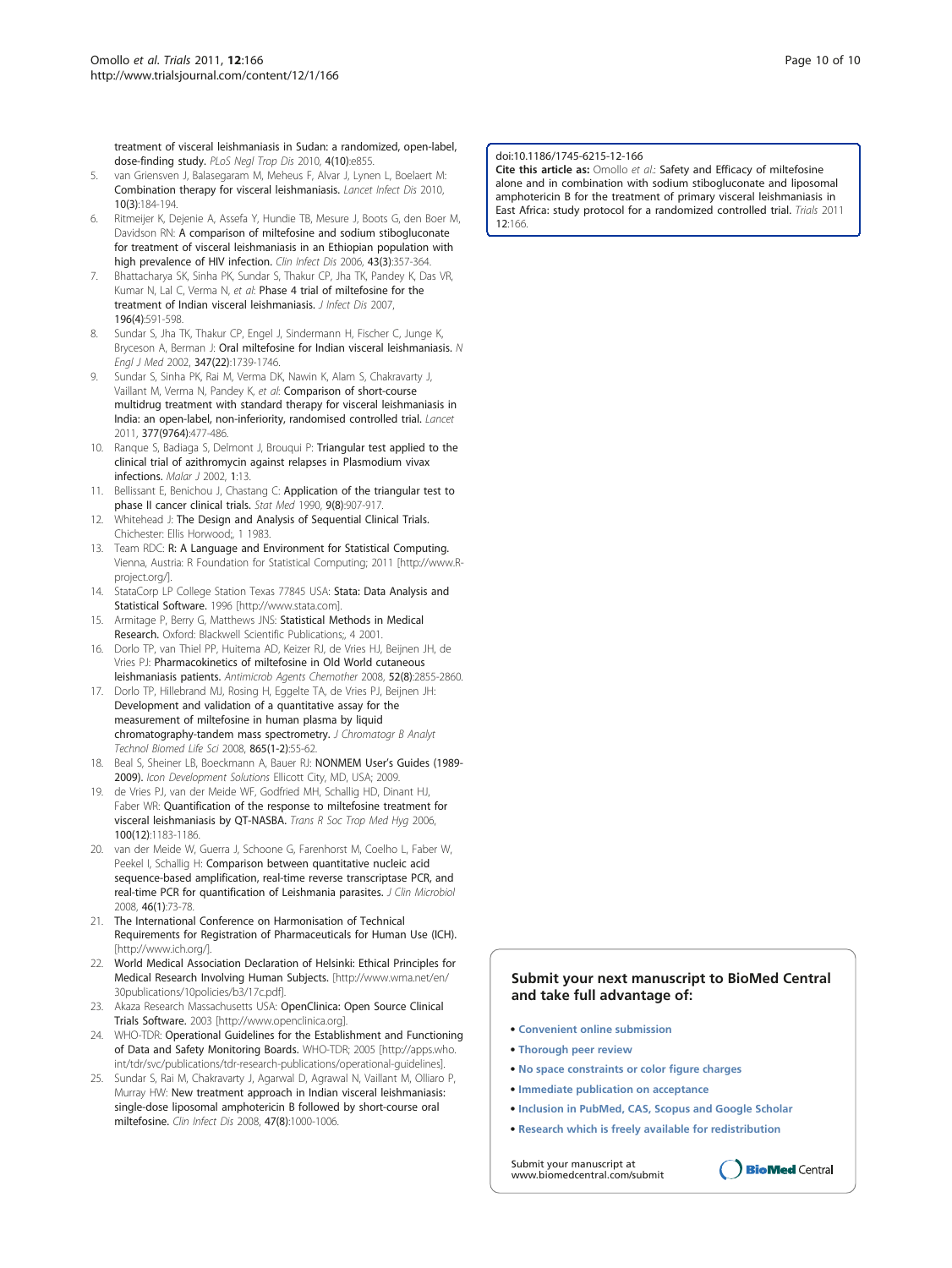treatment of visceral leishmaniasis in Sudan: a randomized, open-label, dose-finding study. *PLoS Negl Trop Dis* 2010, **4(10)**:e855.

5. van Griensven J, Balasegaram M, Meheus F, Alvar J, Lynen L, Boelaert M: **Combination therapy for visceral leishmaniasis.** *Lancet Infect Dis* 2010, **10(3)**:184-194.
6. Ritmeijer K, Dejenie A, Assefa Y, Hundie TB, Mesure J, Boots G, den Boer M, Davidson RN: **A comparison of miltefosine and sodium stibogluconate for treatment of visceral leishmaniasis in an Ethiopian population with high prevalence of HIV infection.** *Clin Infect Dis* 2006, **43(3)**:357-364.
7. Bhattacharya SK, Sinha PK, Sundar S, Thakur CP, Jha TK, Pandey K, Das VR, Kumar N, Lal C, Verma N, *et al*: **Phase 4 trial of miltefosine for the treatment of Indian visceral leishmaniasis.** *J Infect Dis* 2007, **196(4)**:591-598.
8. Sundar S, Jha TK, Thakur CP, Engel J, Sindermann H, Fischer C, Junge K, Bryceson A, Berman J: **Oral miltefosine for Indian visceral leishmaniasis.** *N Engl J Med* 2002, **347(22)**:1739-1746.
9. Sundar S, Sinha PK, Rai M, Verma DK, Nawin K, Alam S, Chakravarty J, Vaillant M, Verma N, Pandey K, *et al*: **Comparison of short-course multidrug treatment with standard therapy for visceral leishmaniasis in India: an open-label, non-inferiority, randomised controlled trial.** *Lancet* 2011, **377(9764)**:477-486.
10. Ranque S, Badiaga S, Delmont J, Brouqui P: **Triangular test applied to the clinical trial of azithromycin against relapses in Plasmodium vivax infections.** *Malar J* 2002, **1**:13.
11. Bellissant E, Benichou J, Chastang C: **Application of the triangular test to phase II cancer clinical trials.** *Stat Med* 1990, **9(8)**:907-917.
12. Whitehead J: **The Design and Analysis of Sequential Clinical Trials.** Chichester: Ellis Horwood;, 1 1983.
13. Team RDC: **R: A Language and Environment for Statistical Computing.** Vienna, Austria: R Foundation for Statistical Computing; 2011 [http://www.R-project.org/].
14. StataCorp LP College Station Texas 77845 USA: **Stata: Data Analysis and Statistical Software.** 1996 [http://www.stata.com].
15. Armitage P, Berry G, Matthews JNS: **Statistical Methods in Medical Research.** Oxford: Blackwell Scientific Publications;, 4 2001.
16. Dorlo TP, van Thiel PP, Huitema AD, Keizer RJ, de Vries HJ, Beijnen JH, de Vries PJ: **Pharmacokinetics of miltefosine in Old World cutaneous leishmaniasis patients.** *Antimicrob Agents Chemother* 2008, **52(8)**:2855-2860.
17. Dorlo TP, Hillebrand MJ, Rosing H, Eggelte TA, de Vries PJ, Beijnen JH: **Development and validation of a quantitative assay for the measurement of miltefosine in human plasma by liquid chromatography-tandem mass spectrometry.** *J Chromatogr B Analyt Technol Biomed Life Sci* 2008, **865(1-2)**:55-62.
18. Beal S, Sheiner LB, Boeckmann A, Bauer RJ: **NONMEM User's Guides (1989-2009).** *Icon Development Solutions* Ellicott City, MD, USA; 2009.
19. de Vries PJ, van der Meide WF, Godfried MH, Schallig HD, Dinant HJ, Faber WR: **Quantification of the response to miltefosine treatment for visceral leishmaniasis by QT-NASBA.** *Trans R Soc Trop Med Hyg* 2006, **100(12)**:1183-1186.
20. van der Meide W, Guerra J, Schoone G, Farenhorst M, Coelho L, Faber W, Peekel I, Schallig H: **Comparison between quantitative nucleic acid sequence-based amplification, real-time reverse transcriptase PCR, and real-time PCR for quantification of Leishmania parasites.** *J Clin Microbiol* 2008, **46(1)**:73-78.
21. **The International Conference on Harmonisation of Technical Requirements for Registration of Pharmaceuticals for Human Use (ICH).** [http://www.ich.org/].
22. **World Medical Association Declaration of Helsinki: Ethical Principles for Medical Research Involving Human Subjects.** [http://www.wma.net/en/30publications/10policies/b3/17c.pdf].
23. Akaza Research Massachusetts USA: **OpenClinica: Open Source Clinical Trials Software.** 2003 [http://www.openclinica.org].
24. WHO-TDR: **Operational Guidelines for the Establishment and Functioning of Data and Safety Monitoring Boards.** WHO-TDR; 2005 [http://apps.who.int/tdr/svc/publications/tdr-research-publications/operational-guidelines].
25. Sundar S, Rai M, Chakravarty J, Agarwal D, Agrawal N, Vaillant M, Olliaro P, Murray HW: **New treatment approach in Indian visceral leishmaniasis: single-dose liposomal amphotericin B followed by short-course oral miltefosine.** *Clin Infect Dis* 2008, **47(8)**:1000-1006.

doi:10.1186/1745-6215-12-166

**Cite this article as:** Omollo *et al.*: Safety and Efficacy of miltefosine alone and in combination with sodium stibogluconate and liposomal amphotericin B for the treatment of primary visceral leishmaniasis in East Africa: study protocol for a randomized controlled trial. *Trials* 2011 12:166.

**Submit your next manuscript to BioMed Central and take full advantage of:**

- **Convenient online submission**
- **Thorough peer review**
- **No space constraints or color figure charges**
- **Immediate publication on acceptance**
- **Inclusion in PubMed, CAS, Scopus and Google Scholar**
- **Research which is freely available for redistribution**

Submit your manuscript at
www.biomedcentral.com/submit

BioMed Central